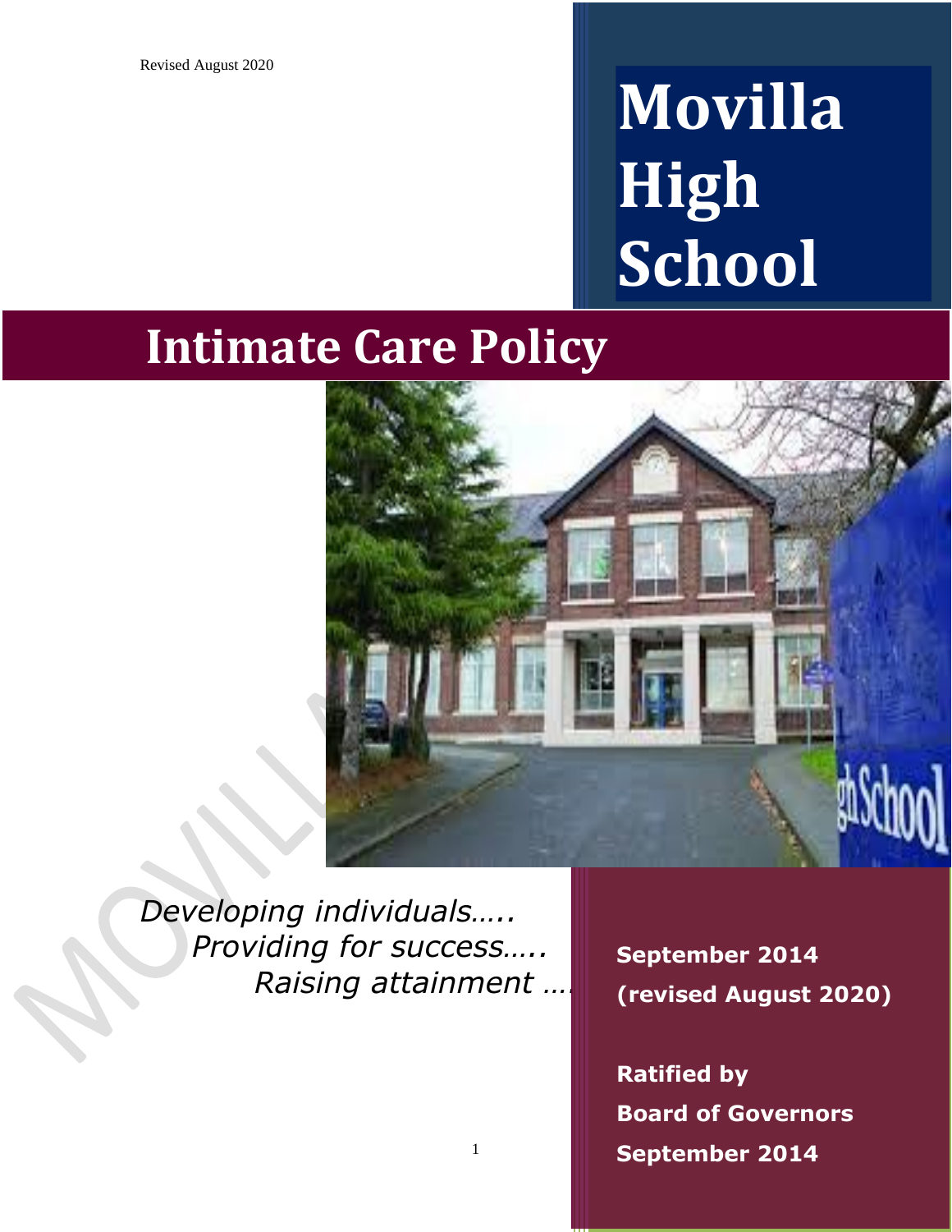Revised August 2020

# Movilla High School

# Intimate Care Policy

*Developing individuals…..*
*Providing for success…..*
*Raising attainment ….*

**September 2014**
**(revised August 2020)**

**Ratified by**
**Board of Governors**
**September 2014**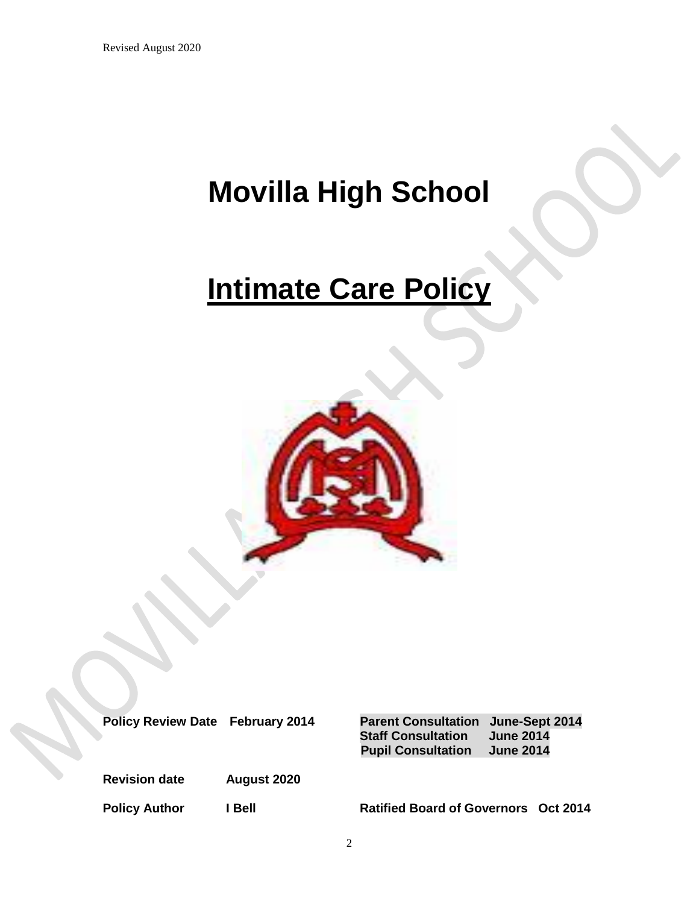Revised August 2020

# Movilla High School

# Intimate Care Policy

| | | | |
|---|---|---|---|
| **Policy Review Date** | **February 2014** | **Parent Consultation** | **June-Sept 2014** |
| | | **Staff Consultation** | **June 2014** |
| | | **Pupil Consultation** | **June 2014** |
| **Revision date** | **August 2020** | | |
| **Policy Author** | **I Bell** | **Ratified Board of Governors** | **Oct 2014** |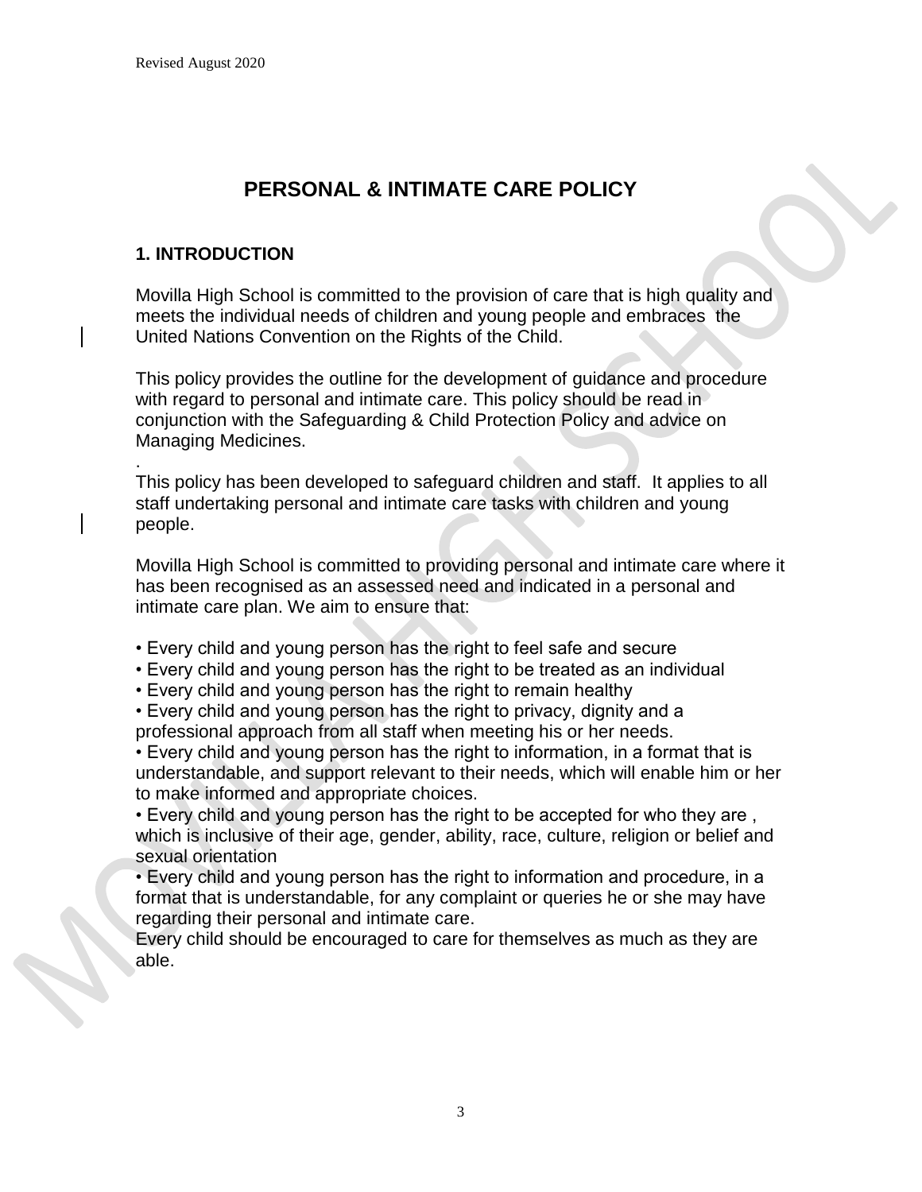# PERSONAL & INTIMATE CARE POLICY

## 1. INTRODUCTION

Movilla High School is committed to the provision of care that is high quality and meets the individual needs of children and young people and embraces the United Nations Convention on the Rights of the Child.

This policy provides the outline for the development of guidance and procedure with regard to personal and intimate care. This policy should be read in conjunction with the Safeguarding & Child Protection Policy and advice on Managing Medicines.

.

This policy has been developed to safeguard children and staff. It applies to all staff undertaking personal and intimate care tasks with children and young people.

Movilla High School is committed to providing personal and intimate care where it has been recognised as an assessed need and indicated in a personal and intimate care plan. We aim to ensure that:

- Every child and young person has the right to feel safe and secure
- Every child and young person has the right to be treated as an individual
- Every child and young person has the right to remain healthy
- Every child and young person has the right to privacy, dignity and a professional approach from all staff when meeting his or her needs.
- Every child and young person has the right to information, in a format that is understandable, and support relevant to their needs, which will enable him or her to make informed and appropriate choices.
- Every child and young person has the right to be accepted for who they are , which is inclusive of their age, gender, ability, race, culture, religion or belief and sexual orientation
- Every child and young person has the right to information and procedure, in a format that is understandable, for any complaint or queries he or she may have regarding their personal and intimate care.

Every child should be encouraged to care for themselves as much as they are able.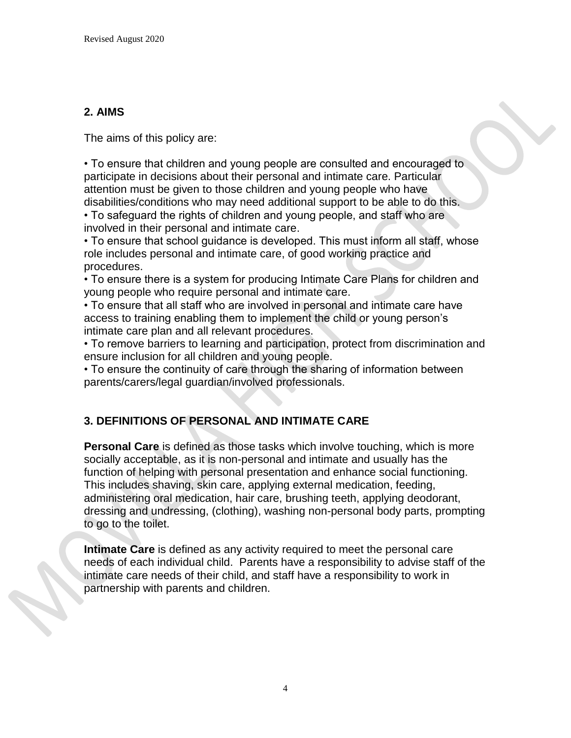## 2. AIMS

The aims of this policy are:

- To ensure that children and young people are consulted and encouraged to participate in decisions about their personal and intimate care. Particular attention must be given to those children and young people who have disabilities/conditions who may need additional support to be able to do this.
- To safeguard the rights of children and young people, and staff who are involved in their personal and intimate care.
- To ensure that school guidance is developed. This must inform all staff, whose role includes personal and intimate care, of good working practice and procedures.
- To ensure there is a system for producing Intimate Care Plans for children and young people who require personal and intimate care.
- To ensure that all staff who are involved in personal and intimate care have access to training enabling them to implement the child or young person's intimate care plan and all relevant procedures.
- To remove barriers to learning and participation, protect from discrimination and ensure inclusion for all children and young people.
- To ensure the continuity of care through the sharing of information between parents/carers/legal guardian/involved professionals.

## 3. DEFINITIONS OF PERSONAL AND INTIMATE CARE

**Personal Care** is defined as those tasks which involve touching, which is more socially acceptable, as it is non-personal and intimate and usually has the function of helping with personal presentation and enhance social functioning. This includes shaving, skin care, applying external medication, feeding, administering oral medication, hair care, brushing teeth, applying deodorant, dressing and undressing, (clothing), washing non-personal body parts, prompting to go to the toilet.

**Intimate Care** is defined as any activity required to meet the personal care needs of each individual child. Parents have a responsibility to advise staff of the intimate care needs of their child, and staff have a responsibility to work in partnership with parents and children.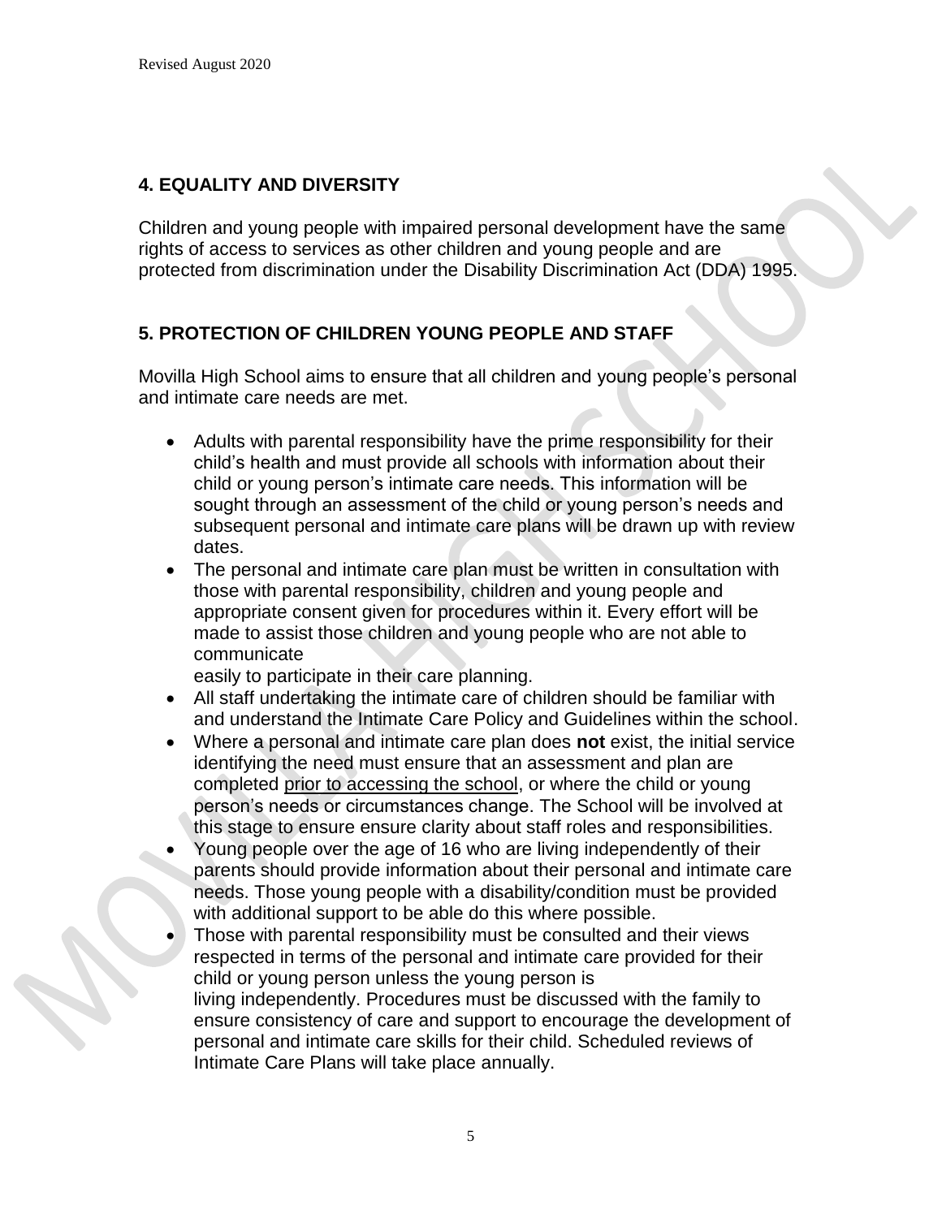## 4. EQUALITY AND DIVERSITY

Children and young people with impaired personal development have the same rights of access to services as other children and young people and are protected from discrimination under the Disability Discrimination Act (DDA) 1995.

## 5. PROTECTION OF CHILDREN YOUNG PEOPLE AND STAFF

Movilla High School aims to ensure that all children and young people's personal and intimate care needs are met.

- Adults with parental responsibility have the prime responsibility for their child's health and must provide all schools with information about their child or young person's intimate care needs. This information will be sought through an assessment of the child or young person's needs and subsequent personal and intimate care plans will be drawn up with review dates.
- The personal and intimate care plan must be written in consultation with those with parental responsibility, children and young people and appropriate consent given for procedures within it. Every effort will be made to assist those children and young people who are not able to communicate easily to participate in their care planning.
- All staff undertaking the intimate care of children should be familiar with and understand the Intimate Care Policy and Guidelines within the school.
- Where a personal and intimate care plan does **not** exist, the initial service identifying the need must ensure that an assessment and plan are completed prior to accessing the school, or where the child or young person's needs or circumstances change. The School will be involved at this stage to ensure ensure clarity about staff roles and responsibilities.
- Young people over the age of 16 who are living independently of their parents should provide information about their personal and intimate care needs. Those young people with a disability/condition must be provided with additional support to be able do this where possible.
- Those with parental responsibility must be consulted and their views respected in terms of the personal and intimate care provided for their child or young person unless the young person is living independently. Procedures must be discussed with the family to ensure consistency of care and support to encourage the development of personal and intimate care skills for their child. Scheduled reviews of Intimate Care Plans will take place annually.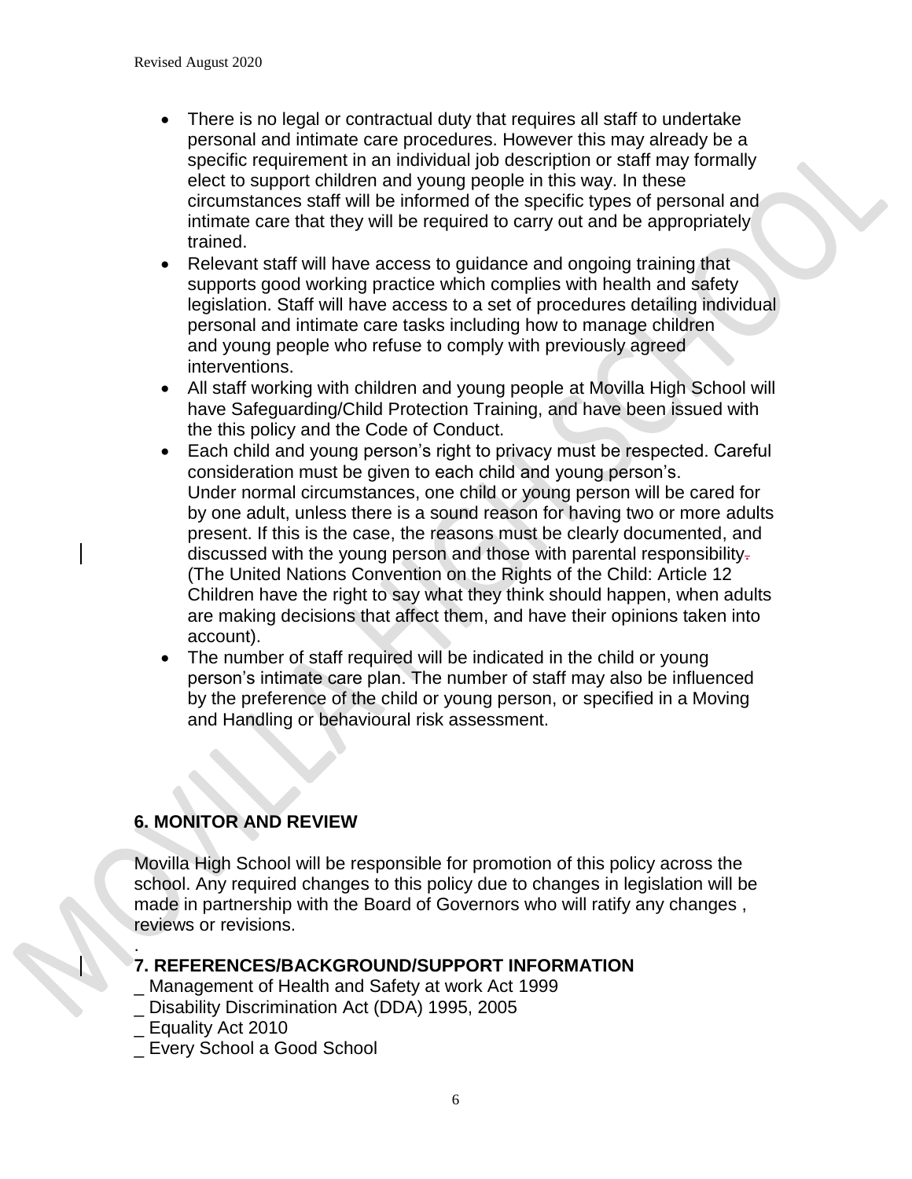- There is no legal or contractual duty that requires all staff to undertake personal and intimate care procedures. However this may already be a specific requirement in an individual job description or staff may formally elect to support children and young people in this way. In these circumstances staff will be informed of the specific types of personal and intimate care that they will be required to carry out and be appropriately trained.
- Relevant staff will have access to guidance and ongoing training that supports good working practice which complies with health and safety legislation. Staff will have access to a set of procedures detailing individual personal and intimate care tasks including how to manage children and young people who refuse to comply with previously agreed interventions.
- All staff working with children and young people at Movilla High School will have Safeguarding/Child Protection Training, and have been issued with the this policy and the Code of Conduct.
- Each child and young person's right to privacy must be respected. Careful consideration must be given to each child and young person's. Under normal circumstances, one child or young person will be cared for by one adult, unless there is a sound reason for having two or more adults present. If this is the case, the reasons must be clearly documented, and discussed with the young person and those with parental responsibility. (The United Nations Convention on the Rights of the Child: Article 12 Children have the right to say what they think should happen, when adults are making decisions that affect them, and have their opinions taken into account).
- The number of staff required will be indicated in the child or young person's intimate care plan. The number of staff may also be influenced by the preference of the child or young person, or specified in a Moving and Handling or behavioural risk assessment.

## 6. MONITOR AND REVIEW

Movilla High School will be responsible for promotion of this policy across the school. Any required changes to this policy due to changes in legislation will be made in partnership with the Board of Governors who will ratify any changes , reviews or revisions.

.

## 7. REFERENCES/BACKGROUND/SUPPORT INFORMATION

_ Management of Health and Safety at work Act 1999
_ Disability Discrimination Act (DDA) 1995, 2005
_ Equality Act 2010
_ Every School a Good School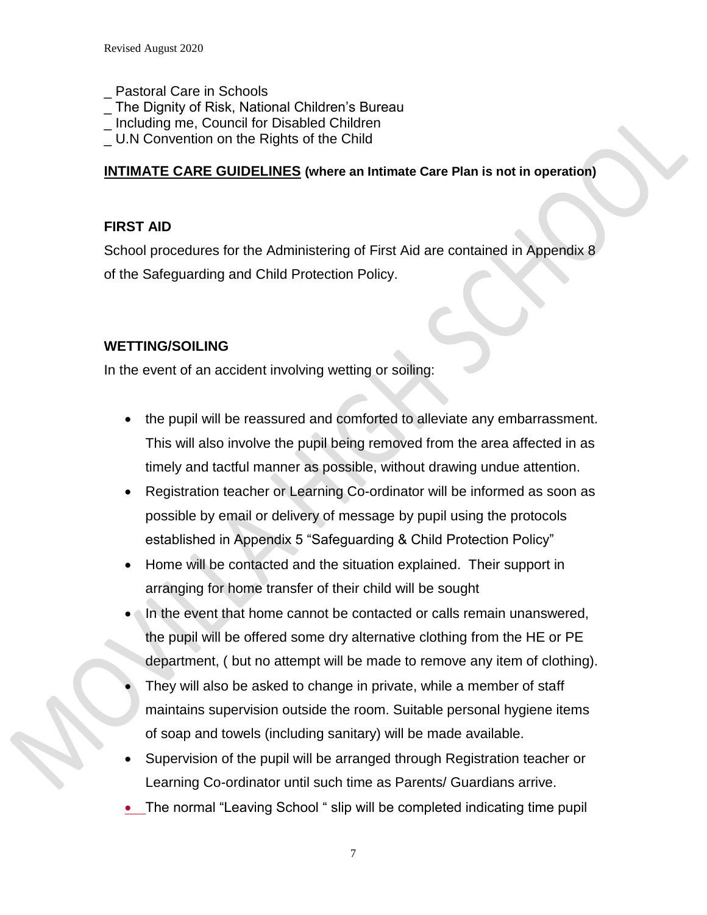_ Pastoral Care in Schools
_ The Dignity of Risk, National Children's Bureau
_ Including me, Council for Disabled Children
_ U.N Convention on the Rights of the Child

**INTIMATE CARE GUIDELINES (where an Intimate Care Plan is not in operation)**

**FIRST AID**

School procedures for the Administering of First Aid are contained in Appendix 8 of the Safeguarding and Child Protection Policy.

**WETTING/SOILING**

In the event of an accident involving wetting or soiling:

- the pupil will be reassured and comforted to alleviate any embarrassment. This will also involve the pupil being removed from the area affected in as timely and tactful manner as possible, without drawing undue attention.
- Registration teacher or Learning Co-ordinator will be informed as soon as possible by email or delivery of message by pupil using the protocols established in Appendix 5 "Safeguarding & Child Protection Policy"
- Home will be contacted and the situation explained. Their support in arranging for home transfer of their child will be sought
- In the event that home cannot be contacted or calls remain unanswered, the pupil will be offered some dry alternative clothing from the HE or PE department, ( but no attempt will be made to remove any item of clothing).
- They will also be asked to change in private, while a member of staff maintains supervision outside the room. Suitable personal hygiene items of soap and towels (including sanitary) will be made available.
- Supervision of the pupil will be arranged through Registration teacher or Learning Co-ordinator until such time as Parents/ Guardians arrive.
- The normal "Leaving School " slip will be completed indicating time pupil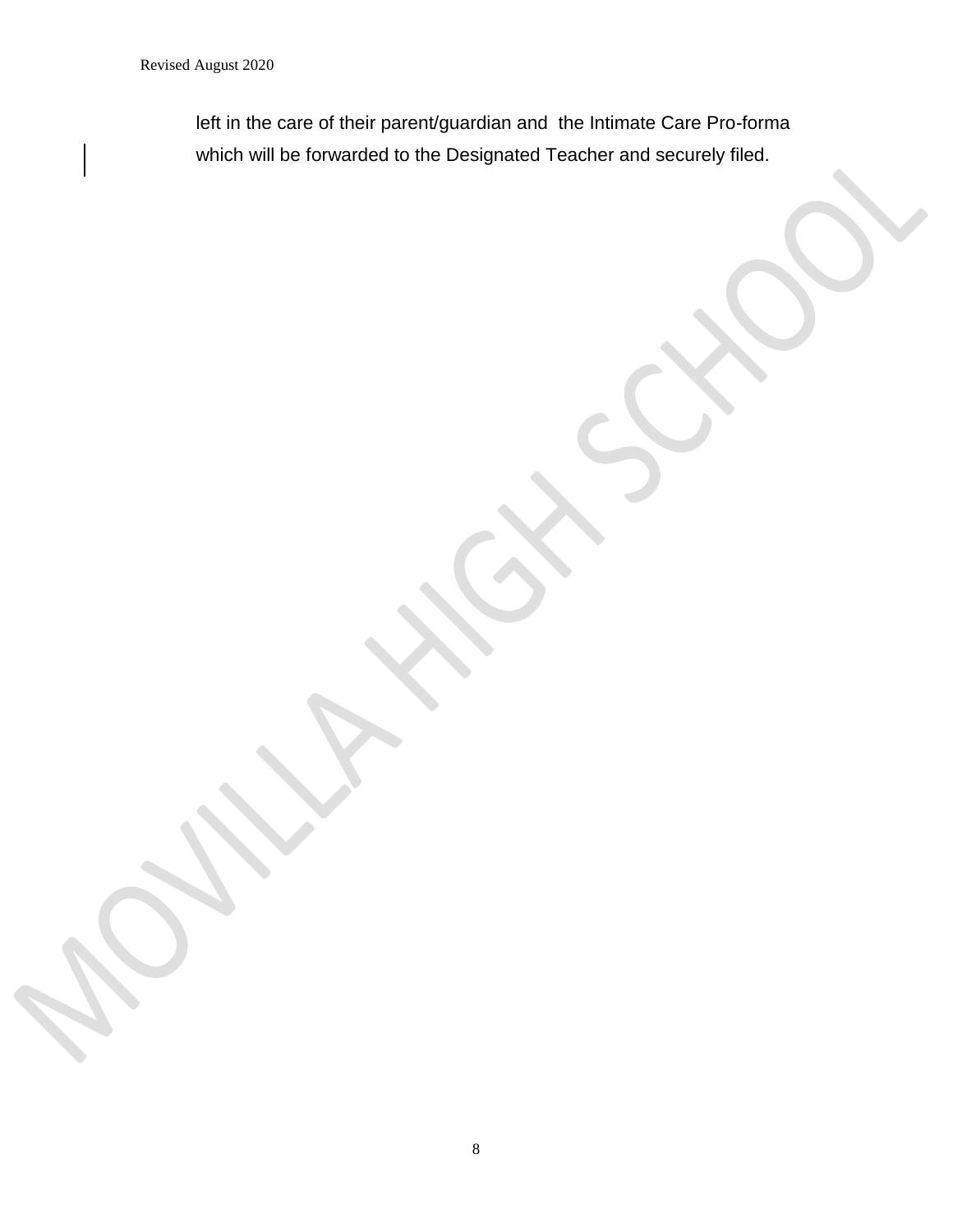left in the care of their parent/guardian and the Intimate Care Pro-forma which will be forwarded to the Designated Teacher and securely filed.